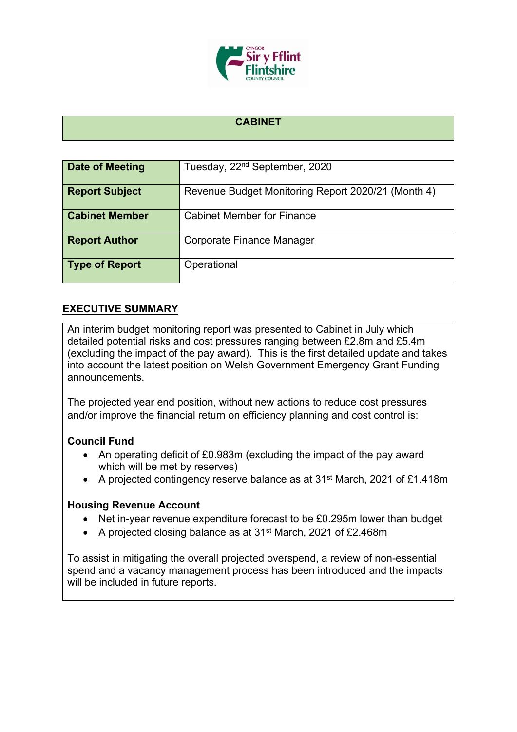## CABINET

| Date of Meeting | Tuesday, 22nd September, 2020 |
|---|---|
| Report Subject | Revenue Budget Monitoring Report 2020/21 (Month 4) |
| Cabinet Member | Cabinet Member for Finance |
| Report Author | Corporate Finance Manager |
| Type of Report | Operational |

## EXECUTIVE SUMMARY

An interim budget monitoring report was presented to Cabinet in July which detailed potential risks and cost pressures ranging between £2.8m and £5.4m (excluding the impact of the pay award). This is the first detailed update and takes into account the latest position on Welsh Government Emergency Grant Funding announcements.

The projected year end position, without new actions to reduce cost pressures and/or improve the financial return on efficiency planning and cost control is:

**Council Fund**

- An operating deficit of £0.983m (excluding the impact of the pay award which will be met by reserves)
- A projected contingency reserve balance as at 31st March, 2021 of £1.418m

**Housing Revenue Account**

- Net in-year revenue expenditure forecast to be £0.295m lower than budget
- A projected closing balance as at 31st March, 2021 of £2.468m

To assist in mitigating the overall projected overspend, a review of non-essential spend and a vacancy management process has been introduced and the impacts will be included in future reports.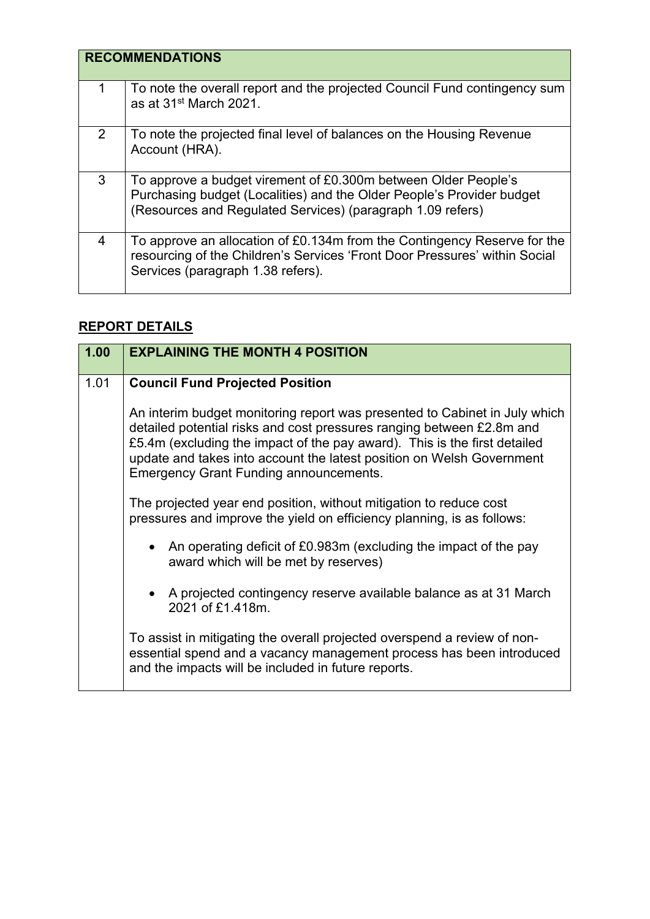| RECOMMENDATIONS | |
|---|---|
| 1 | To note the overall report and the projected Council Fund contingency sum as at 31st March 2021. |
| 2 | To note the projected final level of balances on the Housing Revenue Account (HRA). |
| 3 | To approve a budget virement of £0.300m between Older People's Purchasing budget (Localities) and the Older People's Provider budget (Resources and Regulated Services) (paragraph 1.09 refers) |
| 4 | To approve an allocation of £0.134m from the Contingency Reserve for the resourcing of the Children's Services 'Front Door Pressures' within Social Services (paragraph 1.38 refers). |

## REPORT DETAILS

| 1.00 | EXPLAINING THE MONTH 4 POSITION |
|---|---|
| 1.01 | **Council Fund Projected Position**<br><br>An interim budget monitoring report was presented to Cabinet in July which detailed potential risks and cost pressures ranging between £2.8m and £5.4m (excluding the impact of the pay award). This is the first detailed update and takes into account the latest position on Welsh Government Emergency Grant Funding announcements.<br><br>The projected year end position, without mitigation to reduce cost pressures and improve the yield on efficiency planning, is as follows:<br><br>• An operating deficit of £0.983m (excluding the impact of the pay award which will be met by reserves)<br><br>• A projected contingency reserve available balance as at 31 March 2021 of £1.418m.<br><br>To assist in mitigating the overall projected overspend a review of non-essential spend and a vacancy management process has been introduced and the impacts will be included in future reports. |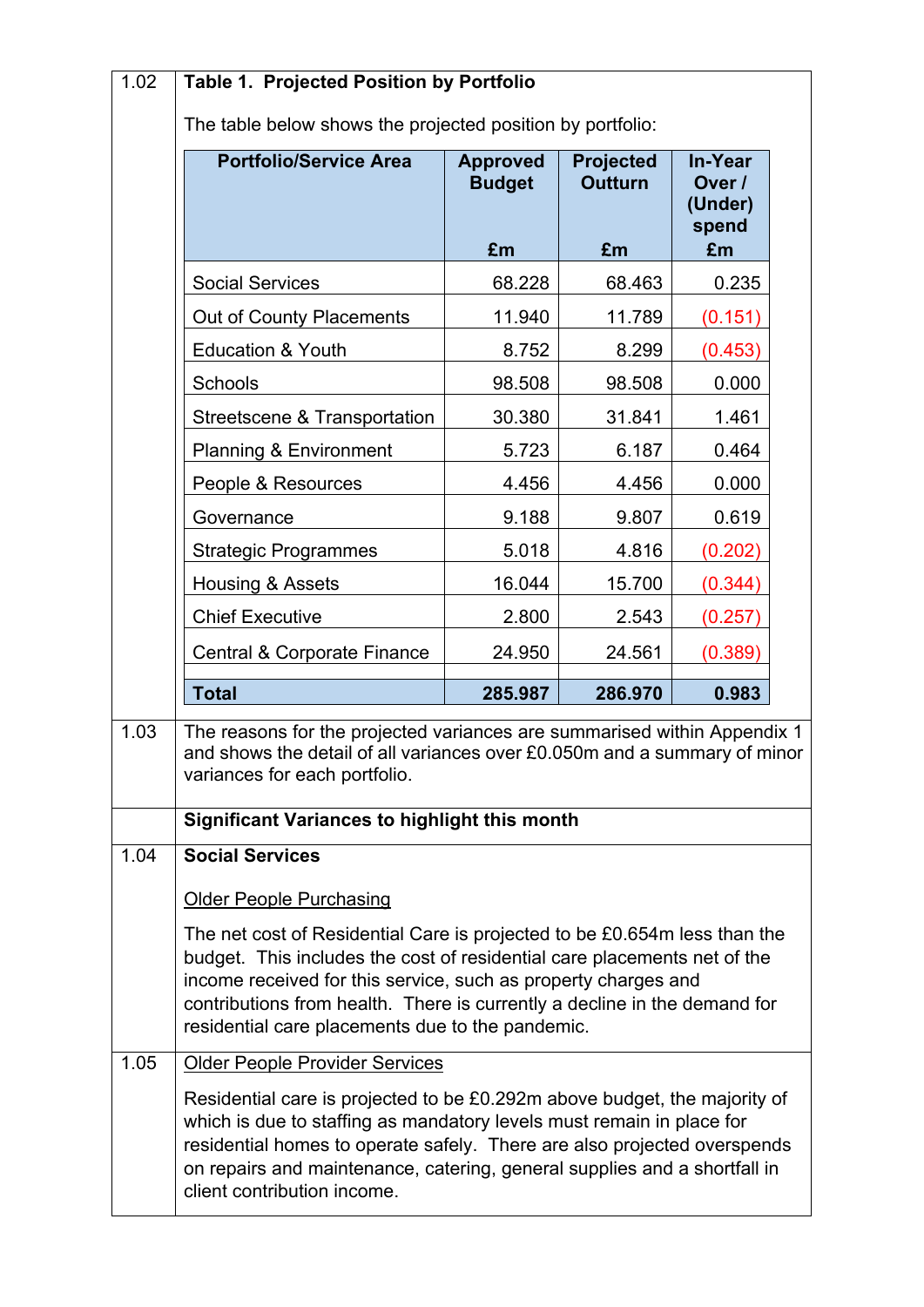1.02 **Table 1. Projected Position by Portfolio**

The table below shows the projected position by portfolio:

| Portfolio/Service Area | Approved Budget £m | Projected Outturn £m | In-Year Over / (Under) spend £m |
|---|---|---|---|
| Social Services | 68.228 | 68.463 | 0.235 |
| Out of County Placements | 11.940 | 11.789 | (0.151) |
| Education & Youth | 8.752 | 8.299 | (0.453) |
| Schools | 98.508 | 98.508 | 0.000 |
| Streetscene & Transportation | 30.380 | 31.841 | 1.461 |
| Planning & Environment | 5.723 | 6.187 | 0.464 |
| People & Resources | 4.456 | 4.456 | 0.000 |
| Governance | 9.188 | 9.807 | 0.619 |
| Strategic Programmes | 5.018 | 4.816 | (0.202) |
| Housing & Assets | 16.044 | 15.700 | (0.344) |
| Chief Executive | 2.800 | 2.543 | (0.257) |
| Central & Corporate Finance | 24.950 | 24.561 | (0.389) |
| | | | |
| **Total** | **285.987** | **286.970** | **0.983** |

1.03 The reasons for the projected variances are summarised within Appendix 1 and shows the detail of all variances over £0.050m and a summary of minor variances for each portfolio.

**Significant Variances to highlight this month**

1.04 **Social Services**

Older People Purchasing

The net cost of Residential Care is projected to be £0.654m less than the budget. This includes the cost of residential care placements net of the income received for this service, such as property charges and contributions from health. There is currently a decline in the demand for residential care placements due to the pandemic.

1.05 Older People Provider Services

Residential care is projected to be £0.292m above budget, the majority of which is due to staffing as mandatory levels must remain in place for residential homes to operate safely. There are also projected overspends on repairs and maintenance, catering, general supplies and a shortfall in client contribution income.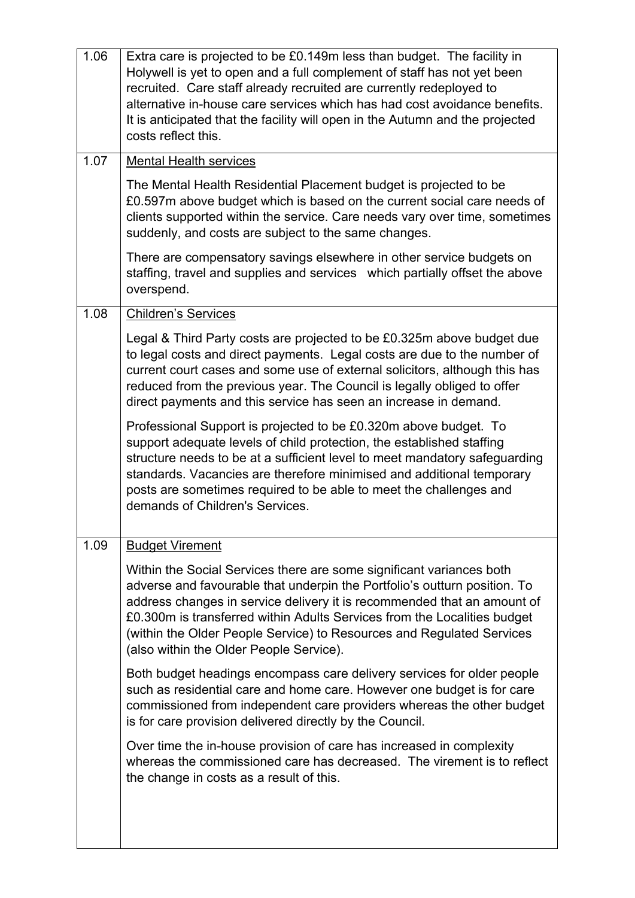| | |
|---|---|
| 1.06 | Extra care is projected to be £0.149m less than budget. The facility in Holywell is yet to open and a full complement of staff has not yet been recruited. Care staff already recruited are currently redeployed to alternative in-house care services which has had cost avoidance benefits. It is anticipated that the facility will open in the Autumn and the projected costs reflect this. |
| 1.07 | <u>Mental Health services</u><br><br>The Mental Health Residential Placement budget is projected to be £0.597m above budget which is based on the current social care needs of clients supported within the service. Care needs vary over time, sometimes suddenly, and costs are subject to the same changes.<br><br>There are compensatory savings elsewhere in other service budgets on staffing, travel and supplies and services which partially offset the above overspend. |
| 1.08 | <u>Children's Services</u><br><br>Legal & Third Party costs are projected to be £0.325m above budget due to legal costs and direct payments. Legal costs are due to the number of current court cases and some use of external solicitors, although this has reduced from the previous year. The Council is legally obliged to offer direct payments and this service has seen an increase in demand.<br><br>Professional Support is projected to be £0.320m above budget. To support adequate levels of child protection, the established staffing structure needs to be at a sufficient level to meet mandatory safeguarding standards. Vacancies are therefore minimised and additional temporary posts are sometimes required to be able to meet the challenges and demands of Children's Services. |
| 1.09 | <u>Budget Virement</u><br><br>Within the Social Services there are some significant variances both adverse and favourable that underpin the Portfolio's outturn position. To address changes in service delivery it is recommended that an amount of £0.300m is transferred within Adults Services from the Localities budget (within the Older People Service) to Resources and Regulated Services (also within the Older People Service).<br><br>Both budget headings encompass care delivery services for older people such as residential care and home care. However one budget is for care commissioned from independent care providers whereas the other budget is for care provision delivered directly by the Council.<br><br>Over time the in-house provision of care has increased in complexity whereas the commissioned care has decreased. The virement is to reflect the change in costs as a result of this. |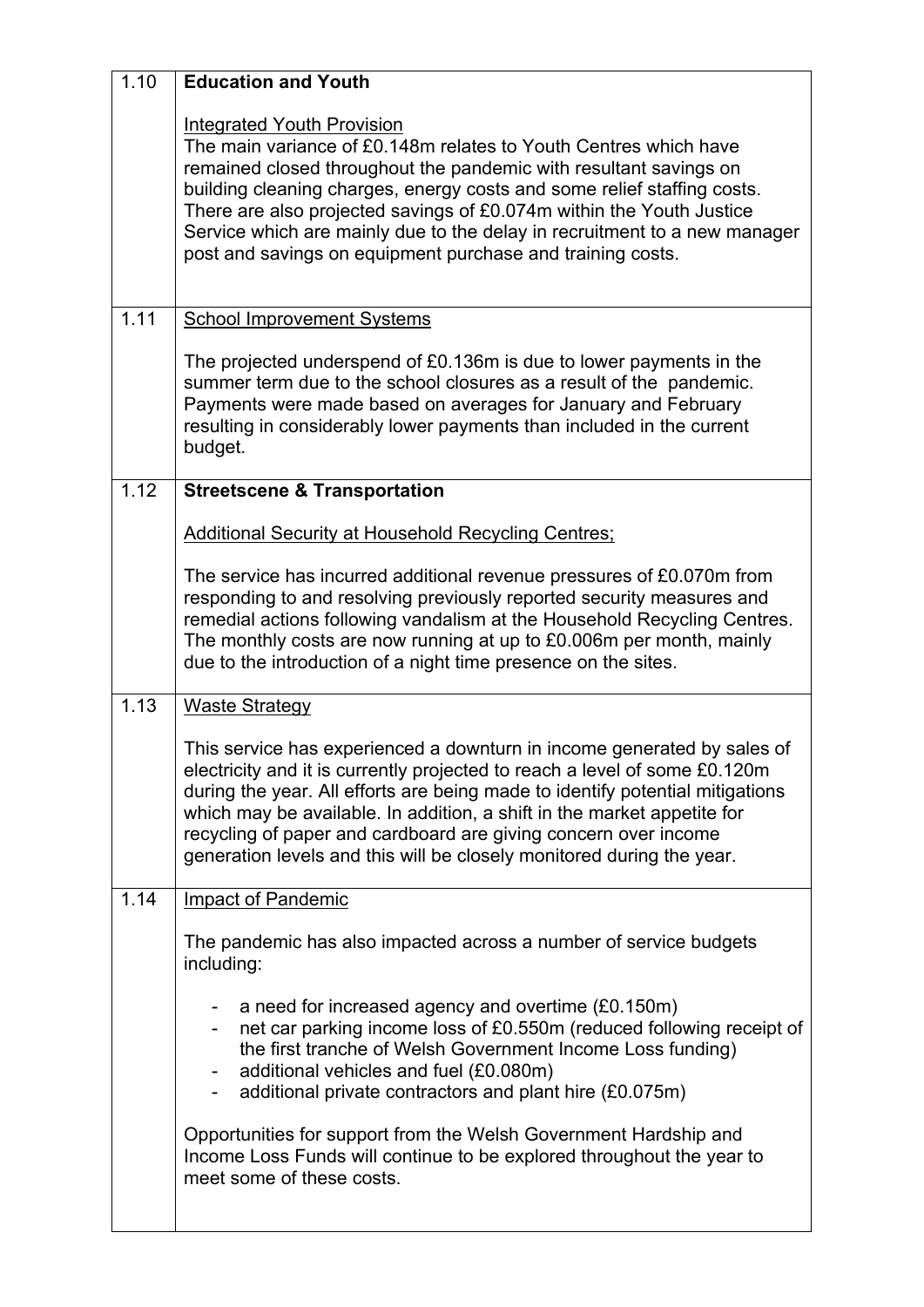| | |
|---|---|
| 1.10 | **Education and Youth**<br><br>Integrated Youth Provision<br>The main variance of £0.148m relates to Youth Centres which have remained closed throughout the pandemic with resultant savings on building cleaning charges, energy costs and some relief staffing costs. There are also projected savings of £0.074m within the Youth Justice Service which are mainly due to the delay in recruitment to a new manager post and savings on equipment purchase and training costs. |
| 1.11 | School Improvement Systems<br><br>The projected underspend of £0.136m is due to lower payments in the summer term due to the school closures as a result of the pandemic. Payments were made based on averages for January and February resulting in considerably lower payments than included in the current budget. |
| 1.12 | **Streetscene & Transportation**<br><br>Additional Security at Household Recycling Centres;<br><br>The service has incurred additional revenue pressures of £0.070m from responding to and resolving previously reported security measures and remedial actions following vandalism at the Household Recycling Centres. The monthly costs are now running at up to £0.006m per month, mainly due to the introduction of a night time presence on the sites. |
| 1.13 | Waste Strategy<br><br>This service has experienced a downturn in income generated by sales of electricity and it is currently projected to reach a level of some £0.120m during the year. All efforts are being made to identify potential mitigations which may be available. In addition, a shift in the market appetite for recycling of paper and cardboard are giving concern over income generation levels and this will be closely monitored during the year. |
| 1.14 | Impact of Pandemic<br><br>The pandemic has also impacted across a number of service budgets including:<br><br>- a need for increased agency and overtime (£0.150m)<br>- net car parking income loss of £0.550m (reduced following receipt of the first tranche of Welsh Government Income Loss funding)<br>- additional vehicles and fuel (£0.080m)<br>- additional private contractors and plant hire (£0.075m)<br><br>Opportunities for support from the Welsh Government Hardship and Income Loss Funds will continue to be explored throughout the year to meet some of these costs. |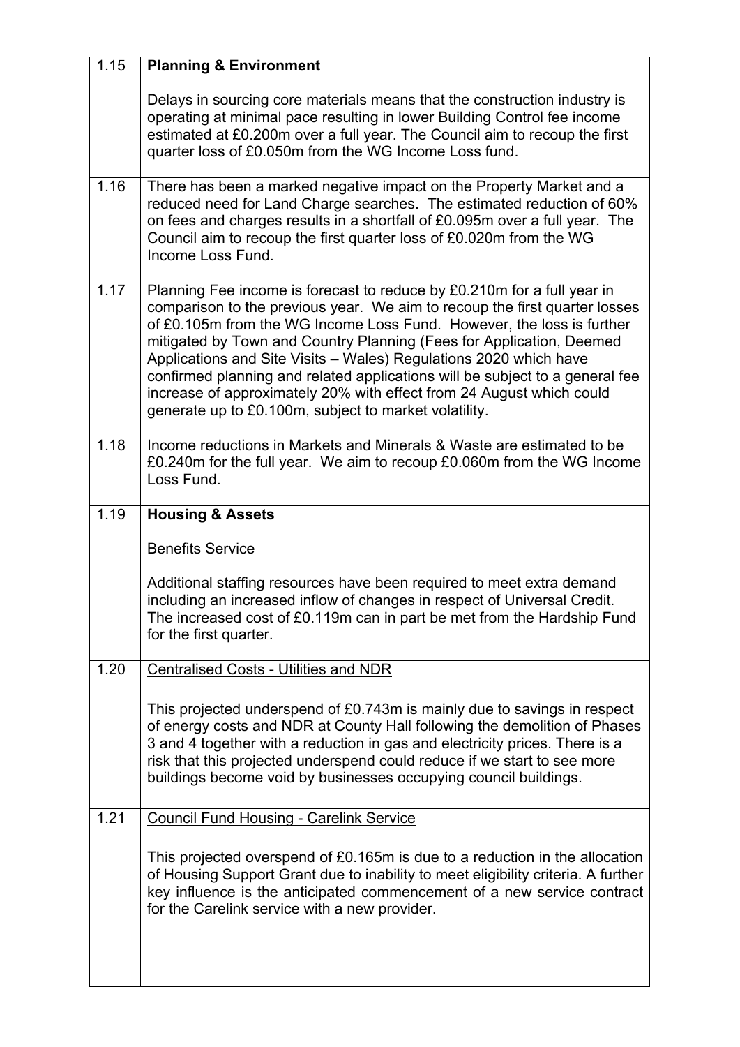| | |
|---|---|
| 1.15 | **Planning & Environment**<br><br>Delays in sourcing core materials means that the construction industry is operating at minimal pace resulting in lower Building Control fee income estimated at £0.200m over a full year. The Council aim to recoup the first quarter loss of £0.050m from the WG Income Loss fund. |
| 1.16 | There has been a marked negative impact on the Property Market and a reduced need for Land Charge searches. The estimated reduction of 60% on fees and charges results in a shortfall of £0.095m over a full year. The Council aim to recoup the first quarter loss of £0.020m from the WG Income Loss Fund. |
| 1.17 | Planning Fee income is forecast to reduce by £0.210m for a full year in comparison to the previous year. We aim to recoup the first quarter losses of £0.105m from the WG Income Loss Fund. However, the loss is further mitigated by Town and Country Planning (Fees for Application, Deemed Applications and Site Visits – Wales) Regulations 2020 which have confirmed planning and related applications will be subject to a general fee increase of approximately 20% with effect from 24 August which could generate up to £0.100m, subject to market volatility. |
| 1.18 | Income reductions in Markets and Minerals & Waste are estimated to be £0.240m for the full year. We aim to recoup £0.060m from the WG Income Loss Fund. |
| 1.19 | **Housing & Assets**<br><br>Benefits Service<br><br>Additional staffing resources have been required to meet extra demand including an increased inflow of changes in respect of Universal Credit. The increased cost of £0.119m can in part be met from the Hardship Fund for the first quarter. |
| 1.20 | Centralised Costs - Utilities and NDR<br><br>This projected underspend of £0.743m is mainly due to savings in respect of energy costs and NDR at County Hall following the demolition of Phases 3 and 4 together with a reduction in gas and electricity prices. There is a risk that this projected underspend could reduce if we start to see more buildings become void by businesses occupying council buildings. |
| 1.21 | Council Fund Housing - Carelink Service<br><br>This projected overspend of £0.165m is due to a reduction in the allocation of Housing Support Grant due to inability to meet eligibility criteria. A further key influence is the anticipated commencement of a new service contract for the Carelink service with a new provider. |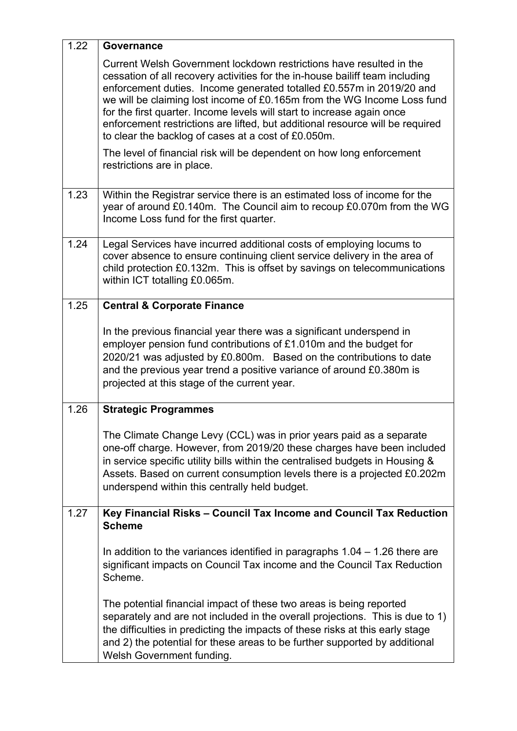| | |
|---|---|
| 1.22 | **Governance**<br><br>Current Welsh Government lockdown restrictions have resulted in the cessation of all recovery activities for the in-house bailiff team including enforcement duties. Income generated totalled £0.557m in 2019/20 and we will be claiming lost income of £0.165m from the WG Income Loss fund for the first quarter. Income levels will start to increase again once enforcement restrictions are lifted, but additional resource will be required to clear the backlog of cases at a cost of £0.050m.<br><br>The level of financial risk will be dependent on how long enforcement restrictions are in place. |
| 1.23 | Within the Registrar service there is an estimated loss of income for the year of around £0.140m. The Council aim to recoup £0.070m from the WG Income Loss fund for the first quarter. |
| 1.24 | Legal Services have incurred additional costs of employing locums to cover absence to ensure continuing client service delivery in the area of child protection £0.132m. This is offset by savings on telecommunications within ICT totalling £0.065m. |
| 1.25 | **Central & Corporate Finance**<br><br>In the previous financial year there was a significant underspend in employer pension fund contributions of £1.010m and the budget for 2020/21 was adjusted by £0.800m. Based on the contributions to date and the previous year trend a positive variance of around £0.380m is projected at this stage of the current year. |
| 1.26 | **Strategic Programmes**<br><br>The Climate Change Levy (CCL) was in prior years paid as a separate one-off charge. However, from 2019/20 these charges have been included in service specific utility bills within the centralised budgets in Housing & Assets. Based on current consumption levels there is a projected £0.202m underspend within this centrally held budget. |
| 1.27 | **Key Financial Risks – Council Tax Income and Council Tax Reduction Scheme**<br><br>In addition to the variances identified in paragraphs 1.04 – 1.26 there are significant impacts on Council Tax income and the Council Tax Reduction Scheme.<br><br>The potential financial impact of these two areas is being reported separately and are not included in the overall projections. This is due to 1) the difficulties in predicting the impacts of these risks at this early stage and 2) the potential for these areas to be further supported by additional Welsh Government funding. |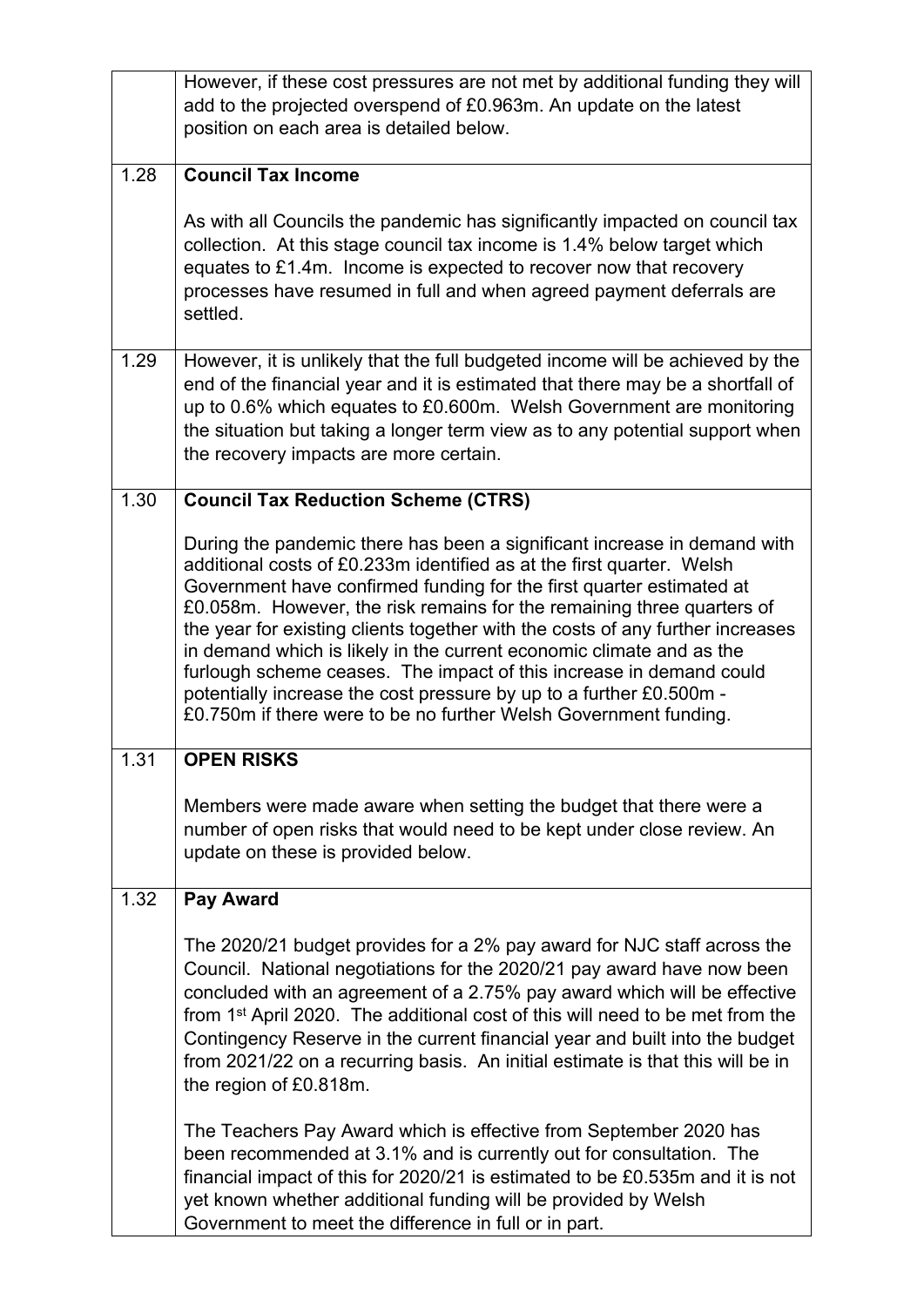| | |
|---|---|
| | However, if these cost pressures are not met by additional funding they will add to the projected overspend of £0.963m. An update on the latest position on each area is detailed below. |
| 1.28 | **Council Tax Income**<br><br>As with all Councils the pandemic has significantly impacted on council tax collection. At this stage council tax income is 1.4% below target which equates to £1.4m. Income is expected to recover now that recovery processes have resumed in full and when agreed payment deferrals are settled. |
| 1.29 | However, it is unlikely that the full budgeted income will be achieved by the end of the financial year and it is estimated that there may be a shortfall of up to 0.6% which equates to £0.600m. Welsh Government are monitoring the situation but taking a longer term view as to any potential support when the recovery impacts are more certain. |
| 1.30 | **Council Tax Reduction Scheme (CTRS)**<br><br>During the pandemic there has been a significant increase in demand with additional costs of £0.233m identified as at the first quarter. Welsh Government have confirmed funding for the first quarter estimated at £0.058m. However, the risk remains for the remaining three quarters of the year for existing clients together with the costs of any further increases in demand which is likely in the current economic climate and as the furlough scheme ceases. The impact of this increase in demand could potentially increase the cost pressure by up to a further £0.500m - £0.750m if there were to be no further Welsh Government funding. |
| 1.31 | **OPEN RISKS**<br><br>Members were made aware when setting the budget that there were a number of open risks that would need to be kept under close review. An update on these is provided below. |
| 1.32 | **Pay Award**<br><br>The 2020/21 budget provides for a 2% pay award for NJC staff across the Council. National negotiations for the 2020/21 pay award have now been concluded with an agreement of a 2.75% pay award which will be effective from 1st April 2020. The additional cost of this will need to be met from the Contingency Reserve in the current financial year and built into the budget from 2021/22 on a recurring basis. An initial estimate is that this will be in the region of £0.818m.<br><br>The Teachers Pay Award which is effective from September 2020 has been recommended at 3.1% and is currently out for consultation. The financial impact of this for 2020/21 is estimated to be £0.535m and it is not yet known whether additional funding will be provided by Welsh Government to meet the difference in full or in part. |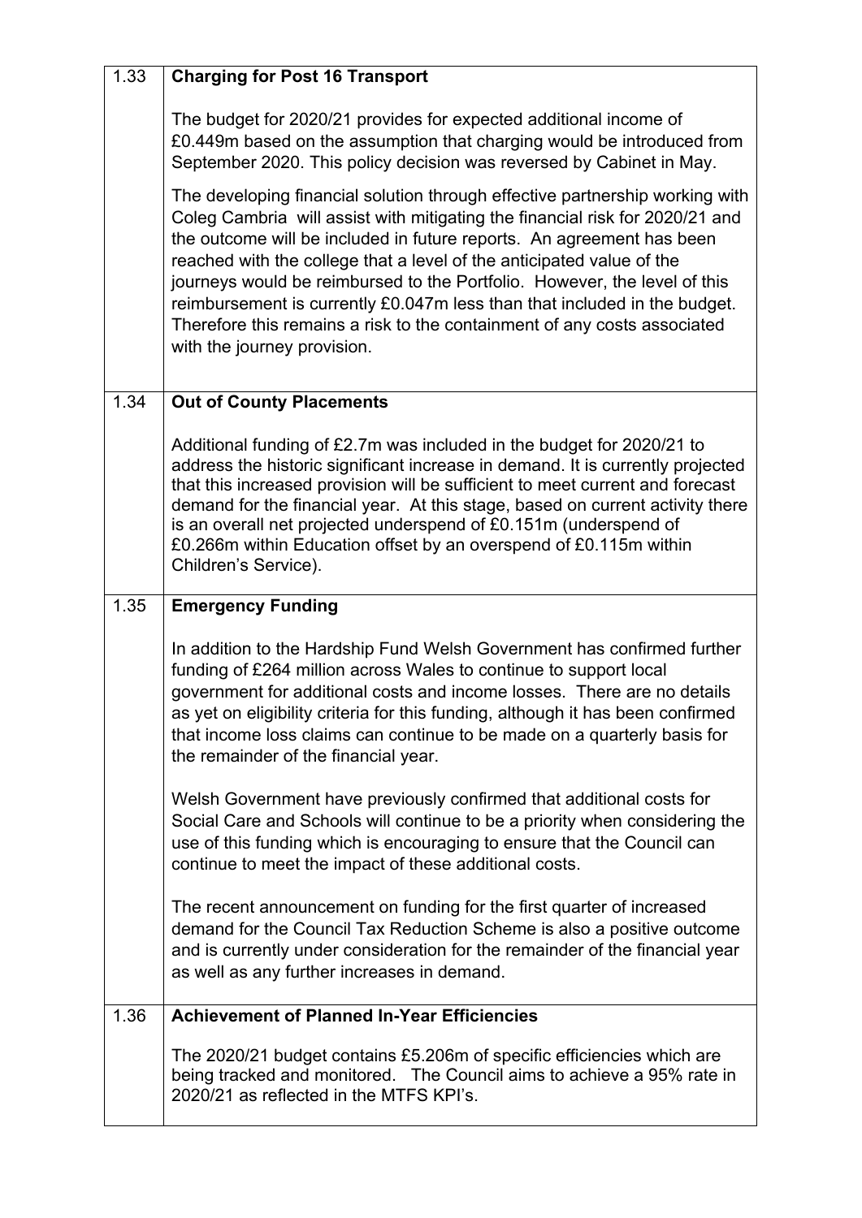| 1.33 | **Charging for Post 16 Transport**<br><br>The budget for 2020/21 provides for expected additional income of £0.449m based on the assumption that charging would be introduced from September 2020. This policy decision was reversed by Cabinet in May.<br><br>The developing financial solution through effective partnership working with Coleg Cambria will assist with mitigating the financial risk for 2020/21 and the outcome will be included in future reports. An agreement has been reached with the college that a level of the anticipated value of the journeys would be reimbursed to the Portfolio. However, the level of this reimbursement is currently £0.047m less than that included in the budget. Therefore this remains a risk to the containment of any costs associated with the journey provision. |
|---|---|
| 1.34 | **Out of County Placements**<br><br>Additional funding of £2.7m was included in the budget for 2020/21 to address the historic significant increase in demand. It is currently projected that this increased provision will be sufficient to meet current and forecast demand for the financial year. At this stage, based on current activity there is an overall net projected underspend of £0.151m (underspend of £0.266m within Education offset by an overspend of £0.115m within Children's Service). |
| 1.35 | **Emergency Funding**<br><br>In addition to the Hardship Fund Welsh Government has confirmed further funding of £264 million across Wales to continue to support local government for additional costs and income losses. There are no details as yet on eligibility criteria for this funding, although it has been confirmed that income loss claims can continue to be made on a quarterly basis for the remainder of the financial year.<br><br>Welsh Government have previously confirmed that additional costs for Social Care and Schools will continue to be a priority when considering the use of this funding which is encouraging to ensure that the Council can continue to meet the impact of these additional costs.<br><br>The recent announcement on funding for the first quarter of increased demand for the Council Tax Reduction Scheme is also a positive outcome and is currently under consideration for the remainder of the financial year as well as any further increases in demand. |
| 1.36 | **Achievement of Planned In-Year Efficiencies**<br><br>The 2020/21 budget contains £5.206m of specific efficiencies which are being tracked and monitored. The Council aims to achieve a 95% rate in 2020/21 as reflected in the MTFS KPI's. |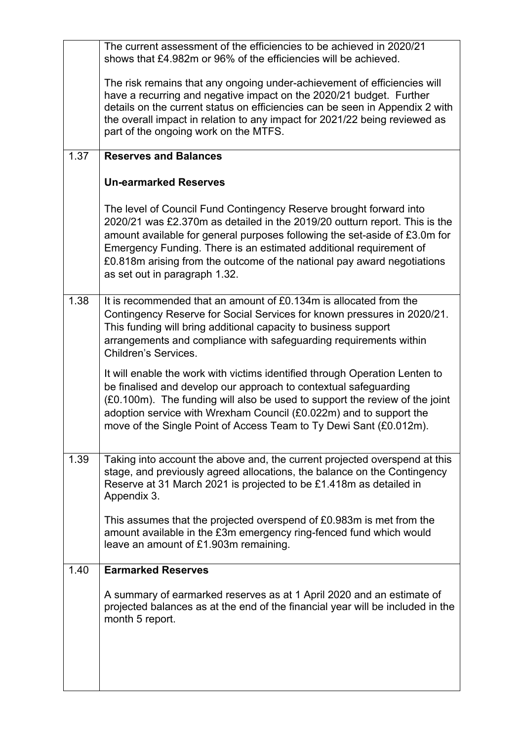| | |
|---|---|
| | The current assessment of the efficiencies to be achieved in 2020/21 shows that £4.982m or 96% of the efficiencies will be achieved.<br><br>The risk remains that any ongoing under-achievement of efficiencies will have a recurring and negative impact on the 2020/21 budget. Further details on the current status on efficiencies can be seen in Appendix 2 with the overall impact in relation to any impact for 2021/22 being reviewed as part of the ongoing work on the MTFS. |
| 1.37 | **Reserves and Balances**<br><br>**Un-earmarked Reserves**<br><br>The level of Council Fund Contingency Reserve brought forward into 2020/21 was £2.370m as detailed in the 2019/20 outturn report. This is the amount available for general purposes following the set-aside of £3.0m for Emergency Funding. There is an estimated additional requirement of £0.818m arising from the outcome of the national pay award negotiations as set out in paragraph 1.32. |
| 1.38 | It is recommended that an amount of £0.134m is allocated from the Contingency Reserve for Social Services for known pressures in 2020/21. This funding will bring additional capacity to business support arrangements and compliance with safeguarding requirements within Children's Services.<br><br>It will enable the work with victims identified through Operation Lenten to be finalised and develop our approach to contextual safeguarding (£0.100m). The funding will also be used to support the review of the joint adoption service with Wrexham Council (£0.022m) and to support the move of the Single Point of Access Team to Ty Dewi Sant (£0.012m). |
| 1.39 | Taking into account the above and, the current projected overspend at this stage, and previously agreed allocations, the balance on the Contingency Reserve at 31 March 2021 is projected to be £1.418m as detailed in Appendix 3.<br><br>This assumes that the projected overspend of £0.983m is met from the amount available in the £3m emergency ring-fenced fund which would leave an amount of £1.903m remaining. |
| 1.40 | **Earmarked Reserves**<br><br>A summary of earmarked reserves as at 1 April 2020 and an estimate of projected balances as at the end of the financial year will be included in the month 5 report. |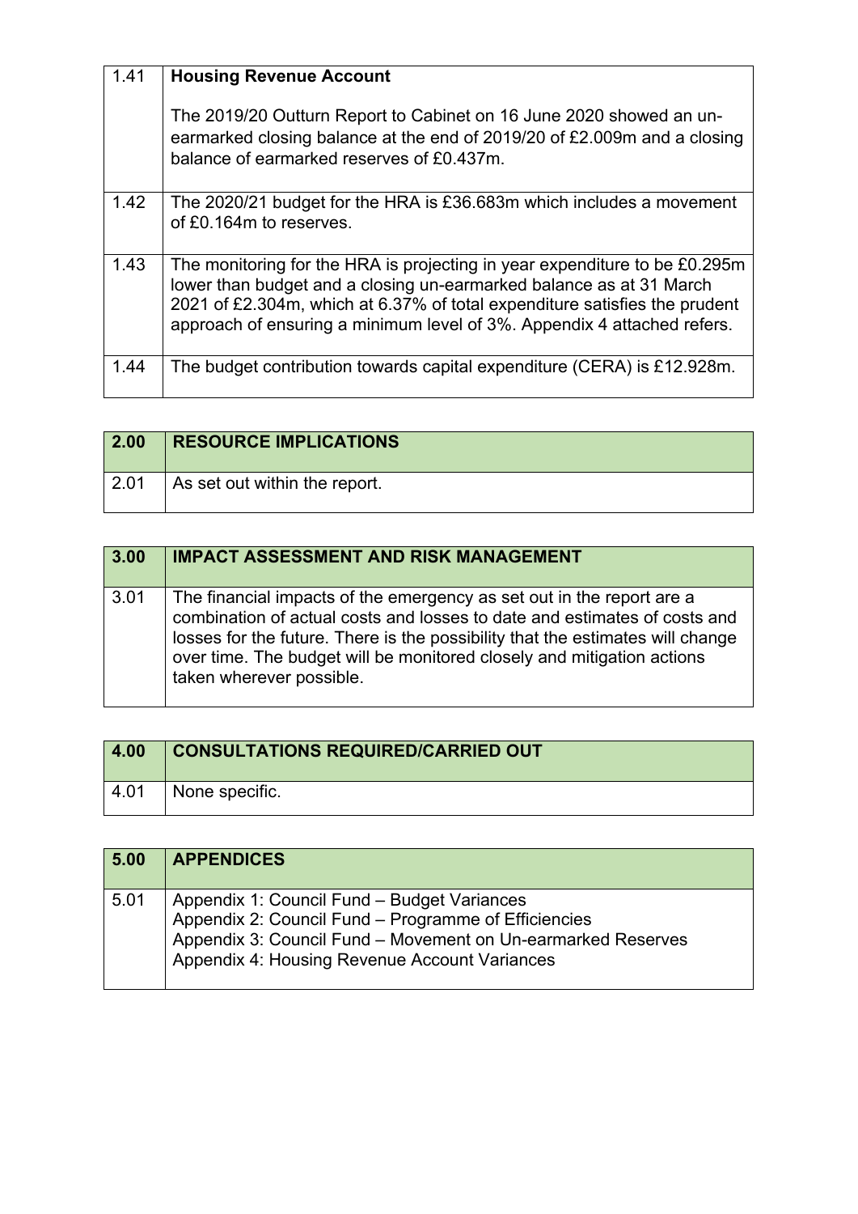| 1.41 | **Housing Revenue Account**<br><br>The 2019/20 Outturn Report to Cabinet on 16 June 2020 showed an un-earmarked closing balance at the end of 2019/20 of £2.009m and a closing balance of earmarked reserves of £0.437m. |
|---|---|
| 1.42 | The 2020/21 budget for the HRA is £36.683m which includes a movement of £0.164m to reserves. |
| 1.43 | The monitoring for the HRA is projecting in year expenditure to be £0.295m lower than budget and a closing un-earmarked balance as at 31 March 2021 of £2.304m, which at 6.37% of total expenditure satisfies the prudent approach of ensuring a minimum level of 3%. Appendix 4 attached refers. |
| 1.44 | The budget contribution towards capital expenditure (CERA) is £12.928m. |

| 2.00 | RESOURCE IMPLICATIONS |
|---|---|
| 2.01 | As set out within the report. |

| 3.00 | IMPACT ASSESSMENT AND RISK MANAGEMENT |
|---|---|
| 3.01 | The financial impacts of the emergency as set out in the report are a combination of actual costs and losses to date and estimates of costs and losses for the future. There is the possibility that the estimates will change over time. The budget will be monitored closely and mitigation actions taken wherever possible. |

| 4.00 | CONSULTATIONS REQUIRED/CARRIED OUT |
|---|---|
| 4.01 | None specific. |

| 5.00 | APPENDICES |
|---|---|
| 5.01 | Appendix 1: Council Fund – Budget Variances<br>Appendix 2: Council Fund – Programme of Efficiencies<br>Appendix 3: Council Fund – Movement on Un-earmarked Reserves<br>Appendix 4: Housing Revenue Account Variances |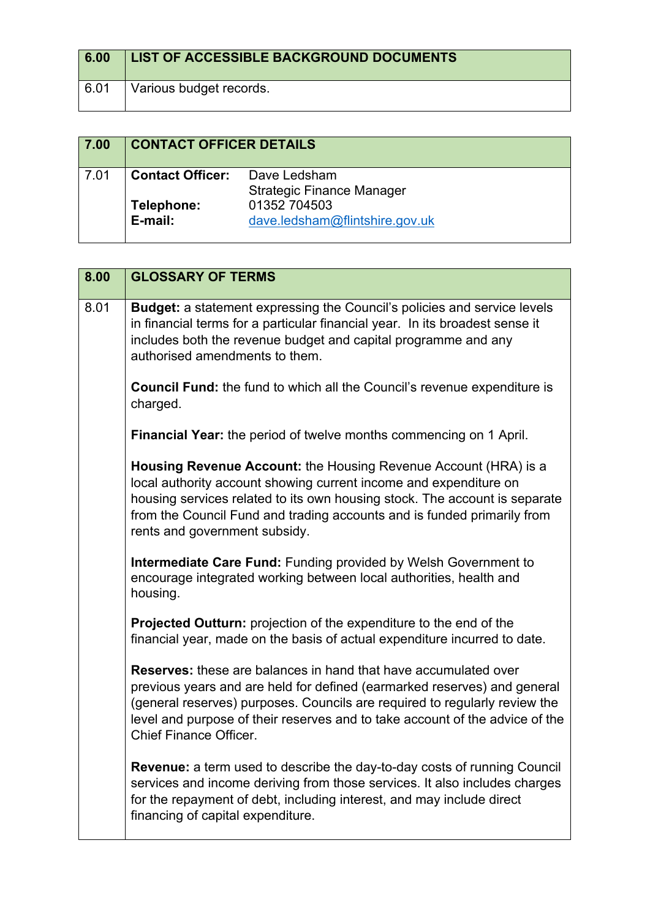| 6.00 | LIST OF ACCESSIBLE BACKGROUND DOCUMENTS |
|---|---|
| 6.01 | Various budget records. |

| 7.00 | CONTACT OFFICER DETAILS | |
|---|---|---|
| 7.01 | **Contact Officer:** | Dave Ledsham<br>Strategic Finance Manager |
| | **Telephone:** | 01352 704503 |
| | **E-mail:** | dave.ledsham@flintshire.gov.uk |

| 8.00 | GLOSSARY OF TERMS |
|---|---|
| 8.01 | **Budget:** a statement expressing the Council's policies and service levels in financial terms for a particular financial year. In its broadest sense it includes both the revenue budget and capital programme and any authorised amendments to them.<br><br>**Council Fund:** the fund to which all the Council's revenue expenditure is charged.<br><br>**Financial Year:** the period of twelve months commencing on 1 April.<br><br>**Housing Revenue Account:** the Housing Revenue Account (HRA) is a local authority account showing current income and expenditure on housing services related to its own housing stock. The account is separate from the Council Fund and trading accounts and is funded primarily from rents and government subsidy.<br><br>**Intermediate Care Fund:** Funding provided by Welsh Government to encourage integrated working between local authorities, health and housing.<br><br>**Projected Outturn:** projection of the expenditure to the end of the financial year, made on the basis of actual expenditure incurred to date.<br><br>**Reserves:** these are balances in hand that have accumulated over previous years and are held for defined (earmarked reserves) and general (general reserves) purposes. Councils are required to regularly review the level and purpose of their reserves and to take account of the advice of the Chief Finance Officer.<br><br>**Revenue:** a term used to describe the day-to-day costs of running Council services and income deriving from those services. It also includes charges for the repayment of debt, including interest, and may include direct financing of capital expenditure. |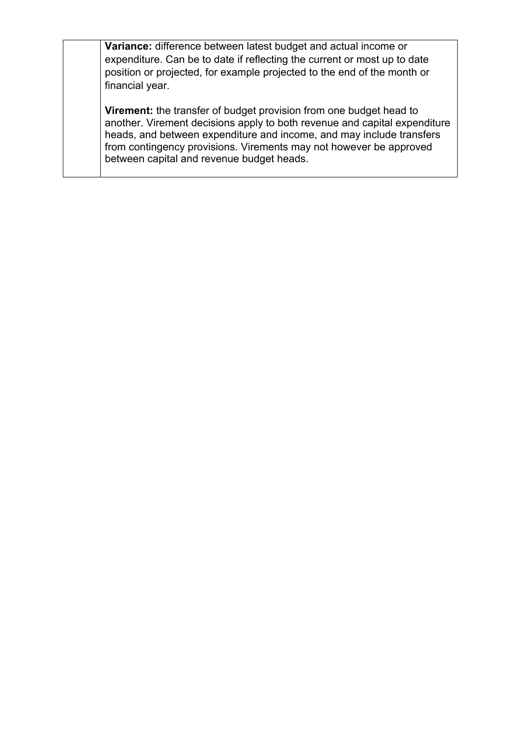| | |
|---|---|
| | **Variance:** difference between latest budget and actual income or expenditure. Can be to date if reflecting the current or most up to date position or projected, for example projected to the end of the month or financial year.<br><br>**Virement:** the transfer of budget provision from one budget head to another. Virement decisions apply to both revenue and capital expenditure heads, and between expenditure and income, and may include transfers from contingency provisions. Virements may not however be approved between capital and revenue budget heads. |